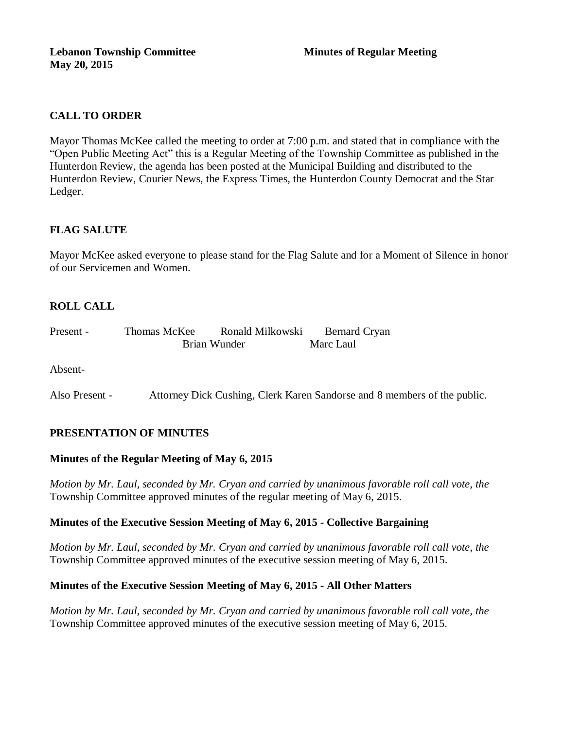**Lebanon Township Committee** **Minutes of Regular Meeting**
**May 20, 2015**

## CALL TO ORDER

Mayor Thomas McKee called the meeting to order at 7:00 p.m. and stated that in compliance with the "Open Public Meeting Act" this is a Regular Meeting of the Township Committee as published in the Hunterdon Review, the agenda has been posted at the Municipal Building and distributed to the Hunterdon Review, Courier News, the Express Times, the Hunterdon County Democrat and the Star Ledger.

## FLAG SALUTE

Mayor McKee asked everyone to please stand for the Flag Salute and for a Moment of Silence in honor of our Servicemen and Women.

## ROLL CALL

Present - Thomas McKee Ronald Milkowski Bernard Cryan
Brian Wunder Marc Laul

Absent-

Also Present - Attorney Dick Cushing, Clerk Karen Sandorse and 8 members of the public.

## PRESENTATION OF MINUTES

### Minutes of the Regular Meeting of May 6, 2015

*Motion by Mr. Laul, seconded by Mr. Cryan and carried by unanimous favorable roll call vote, the* Township Committee approved minutes of the regular meeting of May 6, 2015.

### Minutes of the Executive Session Meeting of May 6, 2015 - Collective Bargaining

*Motion by Mr. Laul, seconded by Mr. Cryan and carried by unanimous favorable roll call vote, the* Township Committee approved minutes of the executive session meeting of May 6, 2015.

### Minutes of the Executive Session Meeting of May 6, 2015 - All Other Matters

*Motion by Mr. Laul, seconded by Mr. Cryan and carried by unanimous favorable roll call vote, the* Township Committee approved minutes of the executive session meeting of May 6, 2015.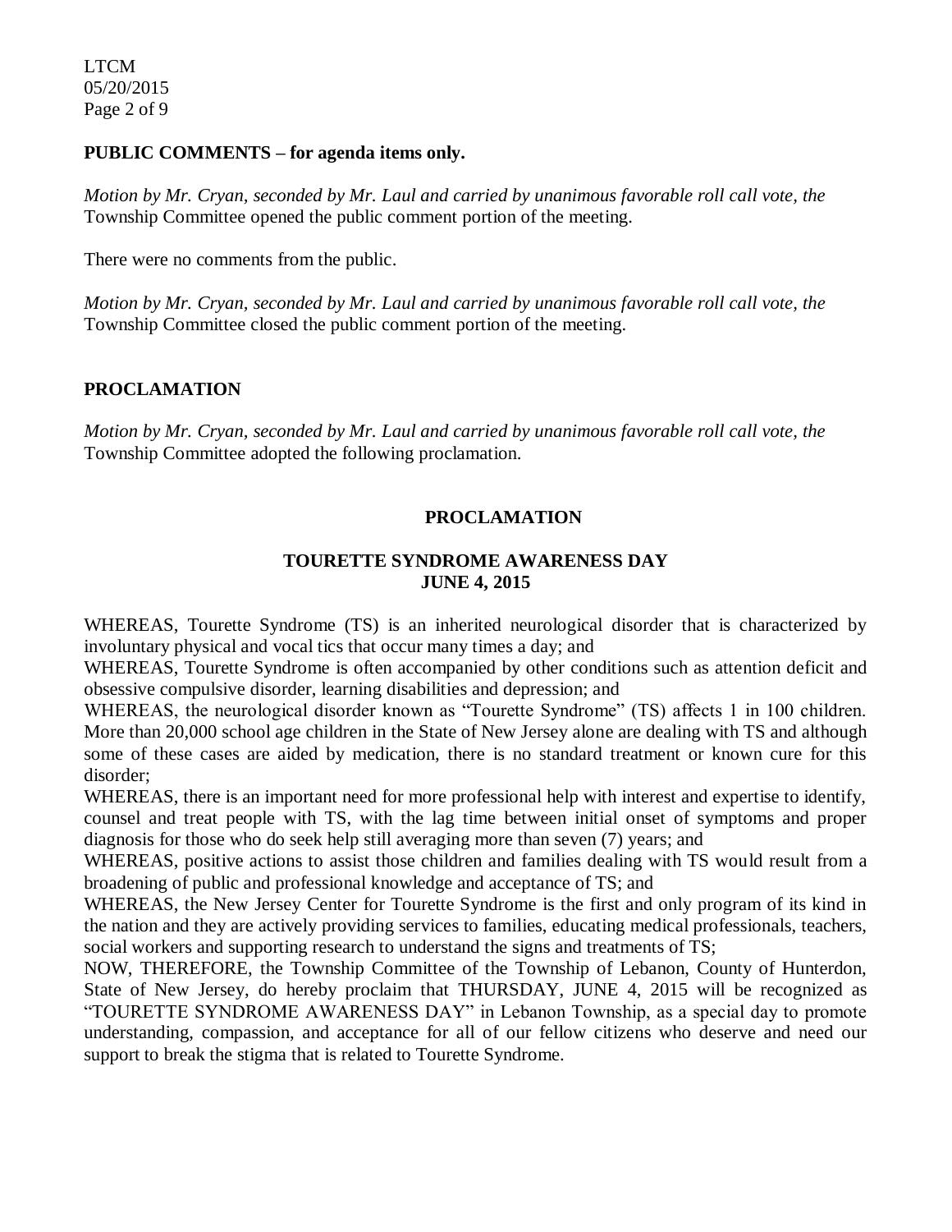**PUBLIC COMMENTS – for agenda items only.**

*Motion by Mr. Cryan, seconded by Mr. Laul and carried by unanimous favorable roll call vote, the* Township Committee opened the public comment portion of the meeting.

There were no comments from the public.

*Motion by Mr. Cryan, seconded by Mr. Laul and carried by unanimous favorable roll call vote, the* Township Committee closed the public comment portion of the meeting.

**PROCLAMATION**

*Motion by Mr. Cryan, seconded by Mr. Laul and carried by unanimous favorable roll call vote, the* Township Committee adopted the following proclamation.

**PROCLAMATION**

**TOURETTE SYNDROME AWARENESS DAY**
**JUNE 4, 2015**

WHEREAS, Tourette Syndrome (TS) is an inherited neurological disorder that is characterized by involuntary physical and vocal tics that occur many times a day; and

WHEREAS, Tourette Syndrome is often accompanied by other conditions such as attention deficit and obsessive compulsive disorder, learning disabilities and depression; and

WHEREAS, the neurological disorder known as "Tourette Syndrome" (TS) affects 1 in 100 children. More than 20,000 school age children in the State of New Jersey alone are dealing with TS and although some of these cases are aided by medication, there is no standard treatment or known cure for this disorder;

WHEREAS, there is an important need for more professional help with interest and expertise to identify, counsel and treat people with TS, with the lag time between initial onset of symptoms and proper diagnosis for those who do seek help still averaging more than seven (7) years; and

WHEREAS, positive actions to assist those children and families dealing with TS would result from a broadening of public and professional knowledge and acceptance of TS; and

WHEREAS, the New Jersey Center for Tourette Syndrome is the first and only program of its kind in the nation and they are actively providing services to families, educating medical professionals, teachers, social workers and supporting research to understand the signs and treatments of TS;

NOW, THEREFORE, the Township Committee of the Township of Lebanon, County of Hunterdon, State of New Jersey, do hereby proclaim that THURSDAY, JUNE 4, 2015 will be recognized as "TOURETTE SYNDROME AWARENESS DAY" in Lebanon Township, as a special day to promote understanding, compassion, and acceptance for all of our fellow citizens who deserve and need our support to break the stigma that is related to Tourette Syndrome.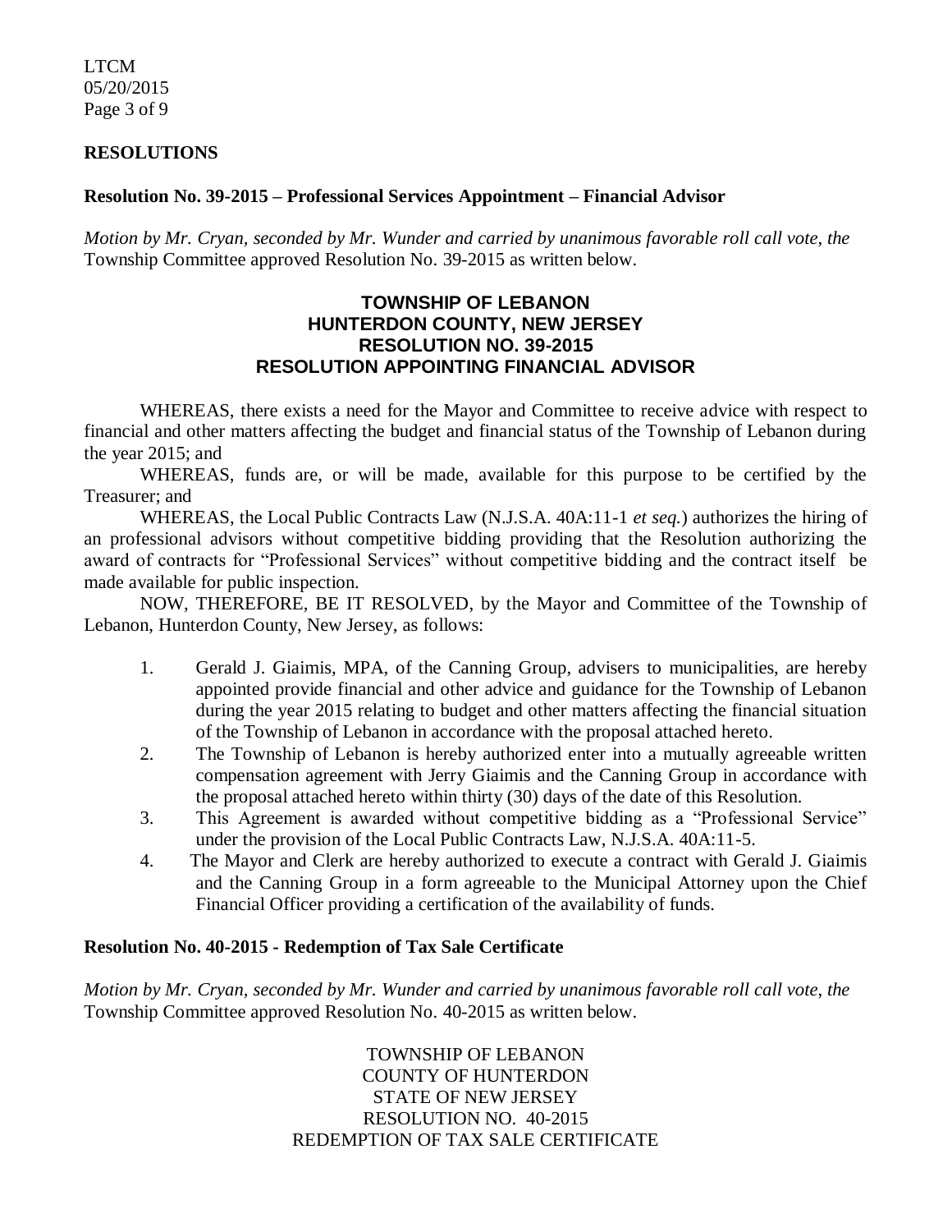## RESOLUTIONS

**Resolution No. 39-2015 – Professional Services Appointment – Financial Advisor**

*Motion by Mr. Cryan, seconded by Mr. Wunder and carried by unanimous favorable roll call vote, the* Township Committee approved Resolution No. 39-2015 as written below.

**TOWNSHIP OF LEBANON**
**HUNTERDON COUNTY, NEW JERSEY**
**RESOLUTION NO. 39-2015**
**RESOLUTION APPOINTING FINANCIAL ADVISOR**

WHEREAS, there exists a need for the Mayor and Committee to receive advice with respect to financial and other matters affecting the budget and financial status of the Township of Lebanon during the year 2015; and

WHEREAS, funds are, or will be made, available for this purpose to be certified by the Treasurer; and

WHEREAS, the Local Public Contracts Law (N.J.S.A. 40A:11-1 *et seq.*) authorizes the hiring of an professional advisors without competitive bidding providing that the Resolution authorizing the award of contracts for "Professional Services" without competitive bidding and the contract itself be made available for public inspection.

NOW, THEREFORE, BE IT RESOLVED, by the Mayor and Committee of the Township of Lebanon, Hunterdon County, New Jersey, as follows:

1. Gerald J. Giaimis, MPA, of the Canning Group, advisers to municipalities, are hereby appointed provide financial and other advice and guidance for the Township of Lebanon during the year 2015 relating to budget and other matters affecting the financial situation of the Township of Lebanon in accordance with the proposal attached hereto.
2. The Township of Lebanon is hereby authorized enter into a mutually agreeable written compensation agreement with Jerry Giaimis and the Canning Group in accordance with the proposal attached hereto within thirty (30) days of the date of this Resolution.
3. This Agreement is awarded without competitive bidding as a "Professional Service" under the provision of the Local Public Contracts Law, N.J.S.A. 40A:11-5.
4. The Mayor and Clerk are hereby authorized to execute a contract with Gerald J. Giaimis and the Canning Group in a form agreeable to the Municipal Attorney upon the Chief Financial Officer providing a certification of the availability of funds.

**Resolution No. 40-2015 - Redemption of Tax Sale Certificate**

*Motion by Mr. Cryan, seconded by Mr. Wunder and carried by unanimous favorable roll call vote, the* Township Committee approved Resolution No. 40-2015 as written below.

TOWNSHIP OF LEBANON
COUNTY OF HUNTERDON
STATE OF NEW JERSEY
RESOLUTION NO. 40-2015
REDEMPTION OF TAX SALE CERTIFICATE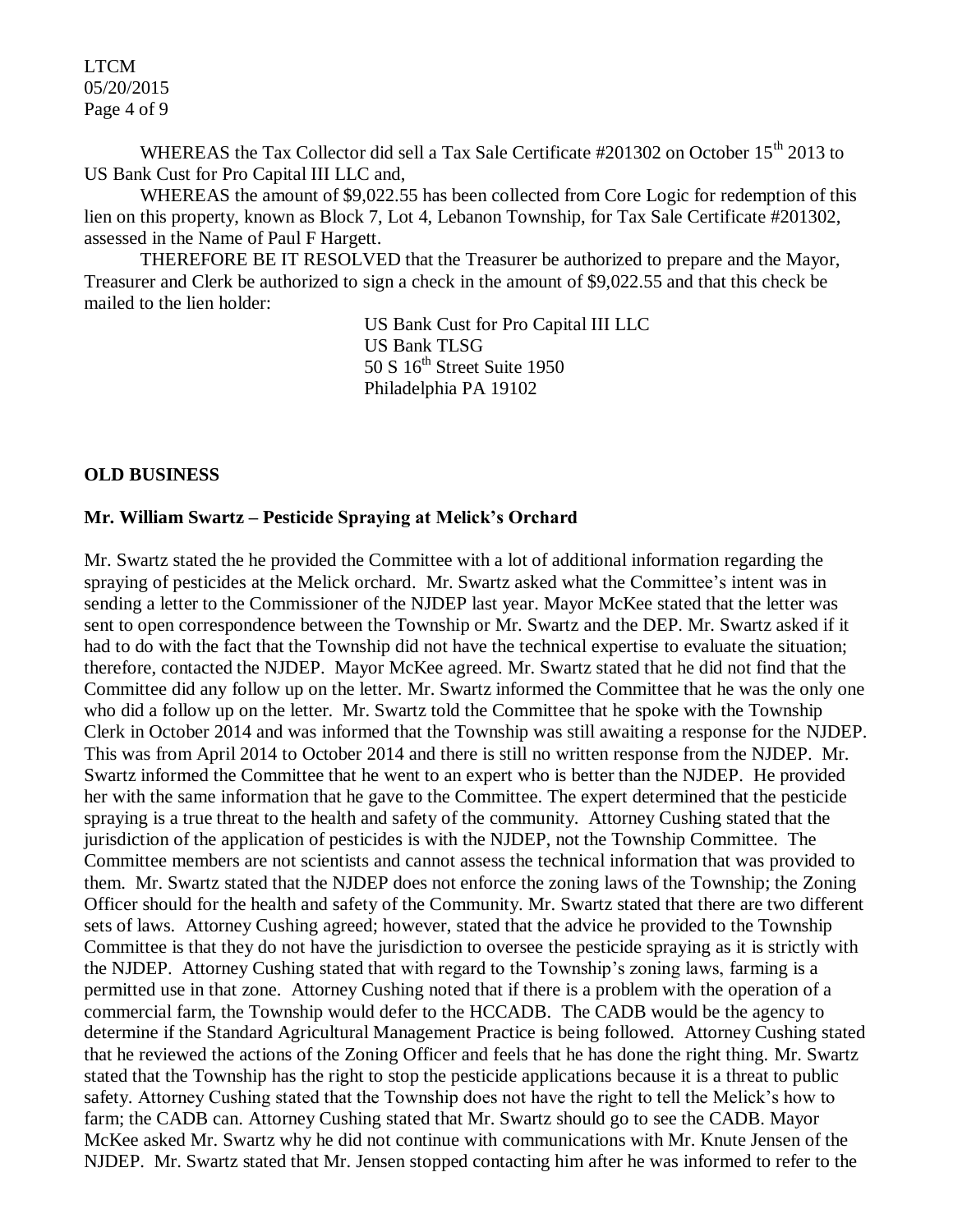WHEREAS the Tax Collector did sell a Tax Sale Certificate #201302 on October 15th 2013 to US Bank Cust for Pro Capital III LLC and,

WHEREAS the amount of $9,022.55 has been collected from Core Logic for redemption of this lien on this property, known as Block 7, Lot 4, Lebanon Township, for Tax Sale Certificate #201302, assessed in the Name of Paul F Hargett.

THEREFORE BE IT RESOLVED that the Treasurer be authorized to prepare and the Mayor, Treasurer and Clerk be authorized to sign a check in the amount of $9,022.55 and that this check be mailed to the lien holder:

US Bank Cust for Pro Capital III LLC
US Bank TLSG
50 S 16th Street Suite 1950
Philadelphia PA 19102

**OLD BUSINESS**

**Mr. William Swartz – Pesticide Spraying at Melick's Orchard**

Mr. Swartz stated the he provided the Committee with a lot of additional information regarding the spraying of pesticides at the Melick orchard. Mr. Swartz asked what the Committee's intent was in sending a letter to the Commissioner of the NJDEP last year. Mayor McKee stated that the letter was sent to open correspondence between the Township or Mr. Swartz and the DEP. Mr. Swartz asked if it had to do with the fact that the Township did not have the technical expertise to evaluate the situation; therefore, contacted the NJDEP. Mayor McKee agreed. Mr. Swartz stated that he did not find that the Committee did any follow up on the letter. Mr. Swartz informed the Committee that he was the only one who did a follow up on the letter. Mr. Swartz told the Committee that he spoke with the Township Clerk in October 2014 and was informed that the Township was still awaiting a response for the NJDEP. This was from April 2014 to October 2014 and there is still no written response from the NJDEP. Mr. Swartz informed the Committee that he went to an expert who is better than the NJDEP. He provided her with the same information that he gave to the Committee. The expert determined that the pesticide spraying is a true threat to the health and safety of the community. Attorney Cushing stated that the jurisdiction of the application of pesticides is with the NJDEP, not the Township Committee. The Committee members are not scientists and cannot assess the technical information that was provided to them. Mr. Swartz stated that the NJDEP does not enforce the zoning laws of the Township; the Zoning Officer should for the health and safety of the Community. Mr. Swartz stated that there are two different sets of laws. Attorney Cushing agreed; however, stated that the advice he provided to the Township Committee is that they do not have the jurisdiction to oversee the pesticide spraying as it is strictly with the NJDEP. Attorney Cushing stated that with regard to the Township's zoning laws, farming is a permitted use in that zone. Attorney Cushing noted that if there is a problem with the operation of a commercial farm, the Township would defer to the HCCADB. The CADB would be the agency to determine if the Standard Agricultural Management Practice is being followed. Attorney Cushing stated that he reviewed the actions of the Zoning Officer and feels that he has done the right thing. Mr. Swartz stated that the Township has the right to stop the pesticide applications because it is a threat to public safety. Attorney Cushing stated that the Township does not have the right to tell the Melick's how to farm; the CADB can. Attorney Cushing stated that Mr. Swartz should go to see the CADB. Mayor McKee asked Mr. Swartz why he did not continue with communications with Mr. Knute Jensen of the NJDEP. Mr. Swartz stated that Mr. Jensen stopped contacting him after he was informed to refer to the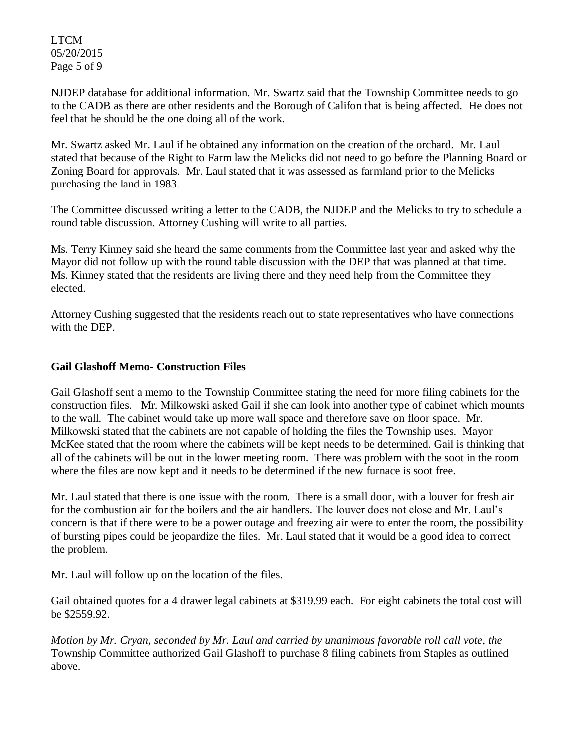NJDEP database for additional information. Mr. Swartz said that the Township Committee needs to go to the CADB as there are other residents and the Borough of Califon that is being affected. He does not feel that he should be the one doing all of the work.

Mr. Swartz asked Mr. Laul if he obtained any information on the creation of the orchard. Mr. Laul stated that because of the Right to Farm law the Melicks did not need to go before the Planning Board or Zoning Board for approvals. Mr. Laul stated that it was assessed as farmland prior to the Melicks purchasing the land in 1983.

The Committee discussed writing a letter to the CADB, the NJDEP and the Melicks to try to schedule a round table discussion. Attorney Cushing will write to all parties.

Ms. Terry Kinney said she heard the same comments from the Committee last year and asked why the Mayor did not follow up with the round table discussion with the DEP that was planned at that time. Ms. Kinney stated that the residents are living there and they need help from the Committee they elected.

Attorney Cushing suggested that the residents reach out to state representatives who have connections with the DEP.

**Gail Glashoff Memo- Construction Files**

Gail Glashoff sent a memo to the Township Committee stating the need for more filing cabinets for the construction files. Mr. Milkowski asked Gail if she can look into another type of cabinet which mounts to the wall. The cabinet would take up more wall space and therefore save on floor space. Mr. Milkowski stated that the cabinets are not capable of holding the files the Township uses. Mayor McKee stated that the room where the cabinets will be kept needs to be determined. Gail is thinking that all of the cabinets will be out in the lower meeting room. There was problem with the soot in the room where the files are now kept and it needs to be determined if the new furnace is soot free.

Mr. Laul stated that there is one issue with the room. There is a small door, with a louver for fresh air for the combustion air for the boilers and the air handlers. The louver does not close and Mr. Laul's concern is that if there were to be a power outage and freezing air were to enter the room, the possibility of bursting pipes could be jeopardize the files. Mr. Laul stated that it would be a good idea to correct the problem.

Mr. Laul will follow up on the location of the files.

Gail obtained quotes for a 4 drawer legal cabinets at $319.99 each. For eight cabinets the total cost will be $2559.92.

*Motion by Mr. Cryan, seconded by Mr. Laul and carried by unanimous favorable roll call vote, the* Township Committee authorized Gail Glashoff to purchase 8 filing cabinets from Staples as outlined above.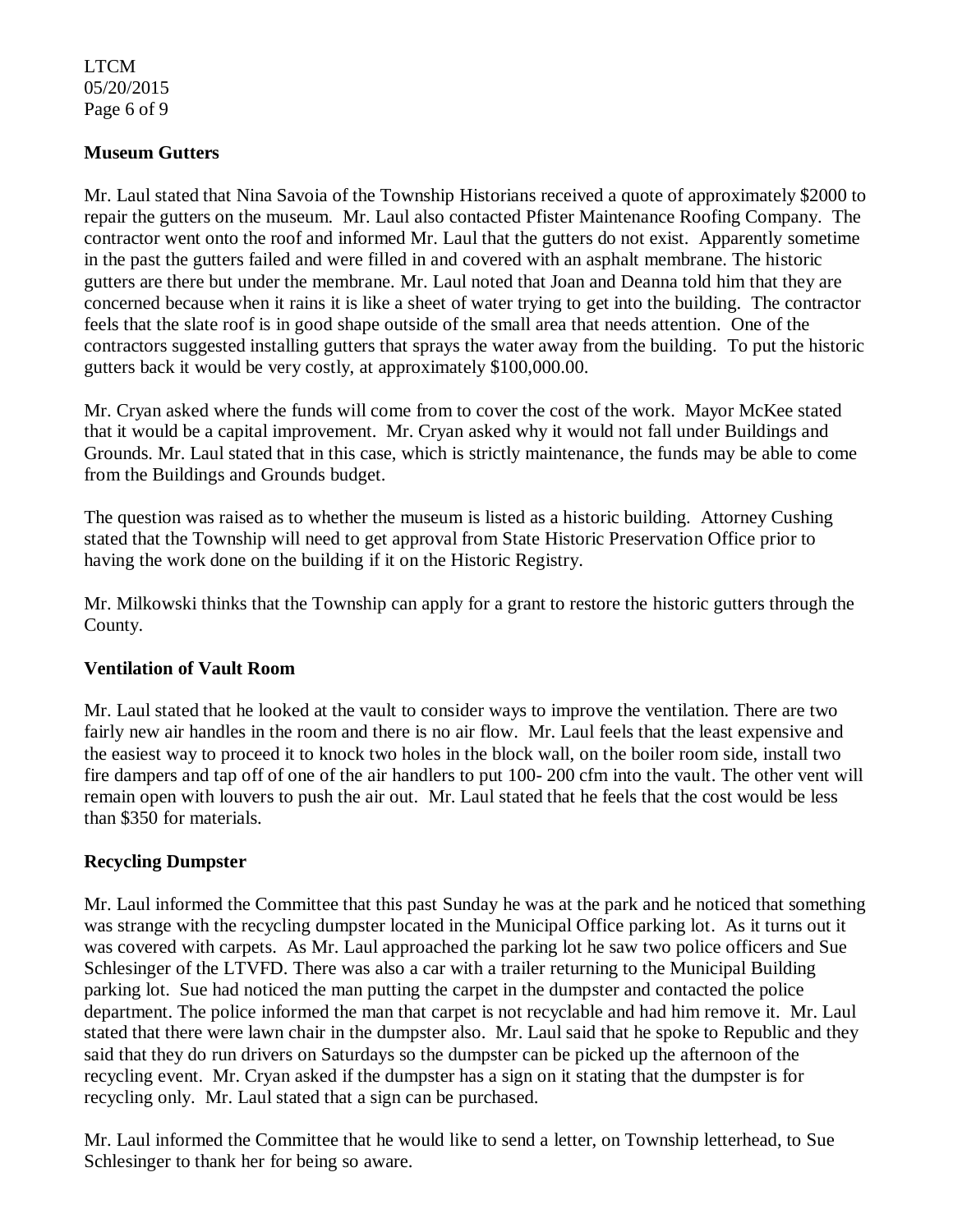**Museum Gutters**

Mr. Laul stated that Nina Savoia of the Township Historians received a quote of approximately $2000 to repair the gutters on the museum. Mr. Laul also contacted Pfister Maintenance Roofing Company. The contractor went onto the roof and informed Mr. Laul that the gutters do not exist. Apparently sometime in the past the gutters failed and were filled in and covered with an asphalt membrane. The historic gutters are there but under the membrane. Mr. Laul noted that Joan and Deanna told him that they are concerned because when it rains it is like a sheet of water trying to get into the building. The contractor feels that the slate roof is in good shape outside of the small area that needs attention. One of the contractors suggested installing gutters that sprays the water away from the building. To put the historic gutters back it would be very costly, at approximately $100,000.00.

Mr. Cryan asked where the funds will come from to cover the cost of the work. Mayor McKee stated that it would be a capital improvement. Mr. Cryan asked why it would not fall under Buildings and Grounds. Mr. Laul stated that in this case, which is strictly maintenance, the funds may be able to come from the Buildings and Grounds budget.

The question was raised as to whether the museum is listed as a historic building. Attorney Cushing stated that the Township will need to get approval from State Historic Preservation Office prior to having the work done on the building if it on the Historic Registry.

Mr. Milkowski thinks that the Township can apply for a grant to restore the historic gutters through the County.

**Ventilation of Vault Room**

Mr. Laul stated that he looked at the vault to consider ways to improve the ventilation. There are two fairly new air handles in the room and there is no air flow. Mr. Laul feels that the least expensive and the easiest way to proceed it to knock two holes in the block wall, on the boiler room side, install two fire dampers and tap off of one of the air handlers to put 100- 200 cfm into the vault. The other vent will remain open with louvers to push the air out. Mr. Laul stated that he feels that the cost would be less than $350 for materials.

**Recycling Dumpster**

Mr. Laul informed the Committee that this past Sunday he was at the park and he noticed that something was strange with the recycling dumpster located in the Municipal Office parking lot. As it turns out it was covered with carpets. As Mr. Laul approached the parking lot he saw two police officers and Sue Schlesinger of the LTVFD. There was also a car with a trailer returning to the Municipal Building parking lot. Sue had noticed the man putting the carpet in the dumpster and contacted the police department. The police informed the man that carpet is not recyclable and had him remove it. Mr. Laul stated that there were lawn chair in the dumpster also. Mr. Laul said that he spoke to Republic and they said that they do run drivers on Saturdays so the dumpster can be picked up the afternoon of the recycling event. Mr. Cryan asked if the dumpster has a sign on it stating that the dumpster is for recycling only. Mr. Laul stated that a sign can be purchased.

Mr. Laul informed the Committee that he would like to send a letter, on Township letterhead, to Sue Schlesinger to thank her for being so aware.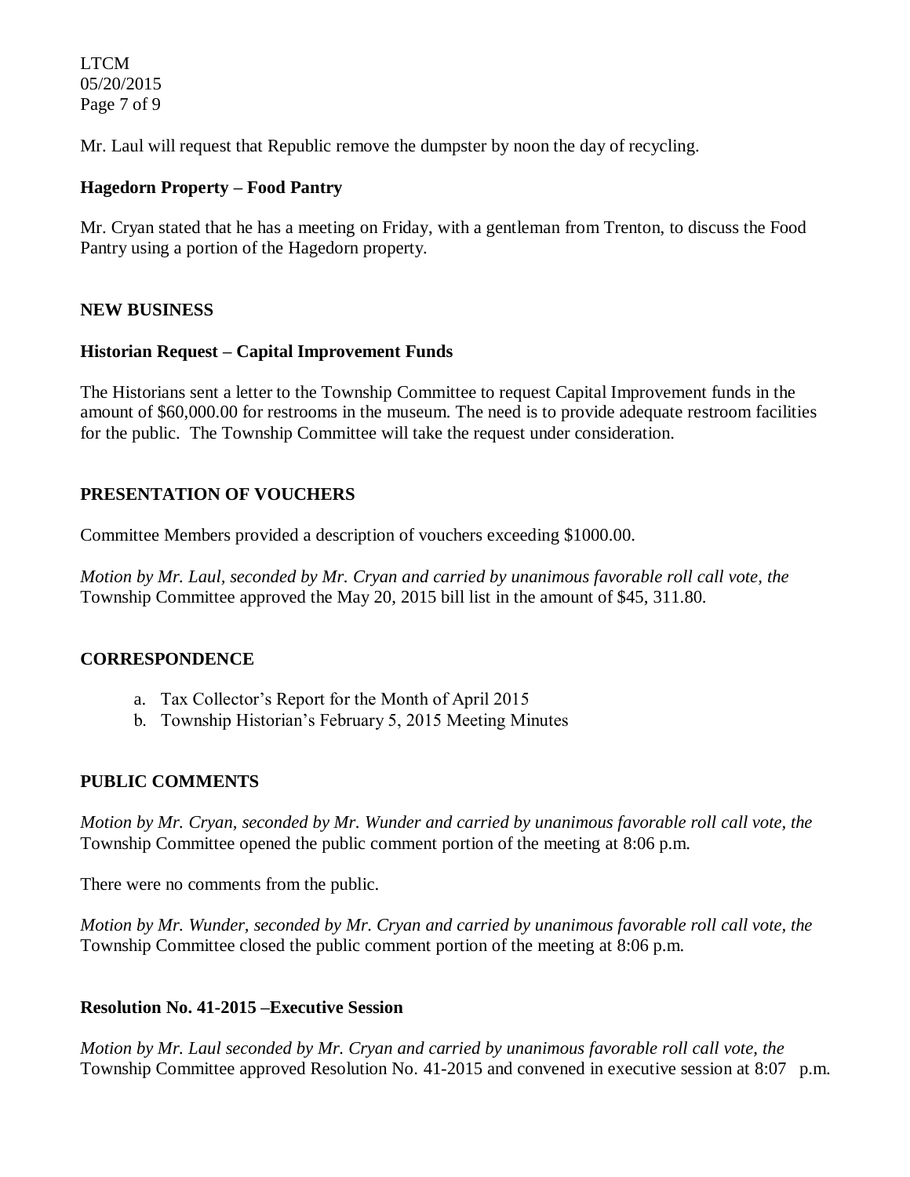Mr. Laul will request that Republic remove the dumpster by noon the day of recycling.

**Hagedorn Property – Food Pantry**

Mr. Cryan stated that he has a meeting on Friday, with a gentleman from Trenton, to discuss the Food Pantry using a portion of the Hagedorn property.

## NEW BUSINESS

**Historian Request – Capital Improvement Funds**

The Historians sent a letter to the Township Committee to request Capital Improvement funds in the amount of $60,000.00 for restrooms in the museum. The need is to provide adequate restroom facilities for the public. The Township Committee will take the request under consideration.

## PRESENTATION OF VOUCHERS

Committee Members provided a description of vouchers exceeding $1000.00.

*Motion by Mr. Laul, seconded by Mr. Cryan and carried by unanimous favorable roll call vote, the* Township Committee approved the May 20, 2015 bill list in the amount of $45, 311.80.

## CORRESPONDENCE

a. Tax Collector's Report for the Month of April 2015
b. Township Historian's February 5, 2015 Meeting Minutes

## PUBLIC COMMENTS

*Motion by Mr. Cryan, seconded by Mr. Wunder and carried by unanimous favorable roll call vote, the* Township Committee opened the public comment portion of the meeting at 8:06 p.m.

There were no comments from the public.

*Motion by Mr. Wunder, seconded by Mr. Cryan and carried by unanimous favorable roll call vote, the* Township Committee closed the public comment portion of the meeting at 8:06 p.m.

**Resolution No. 41-2015 –Executive Session**

*Motion by Mr. Laul seconded by Mr. Cryan and carried by unanimous favorable roll call vote, the* Township Committee approved Resolution No. 41-2015 and convened in executive session at 8:07 p.m.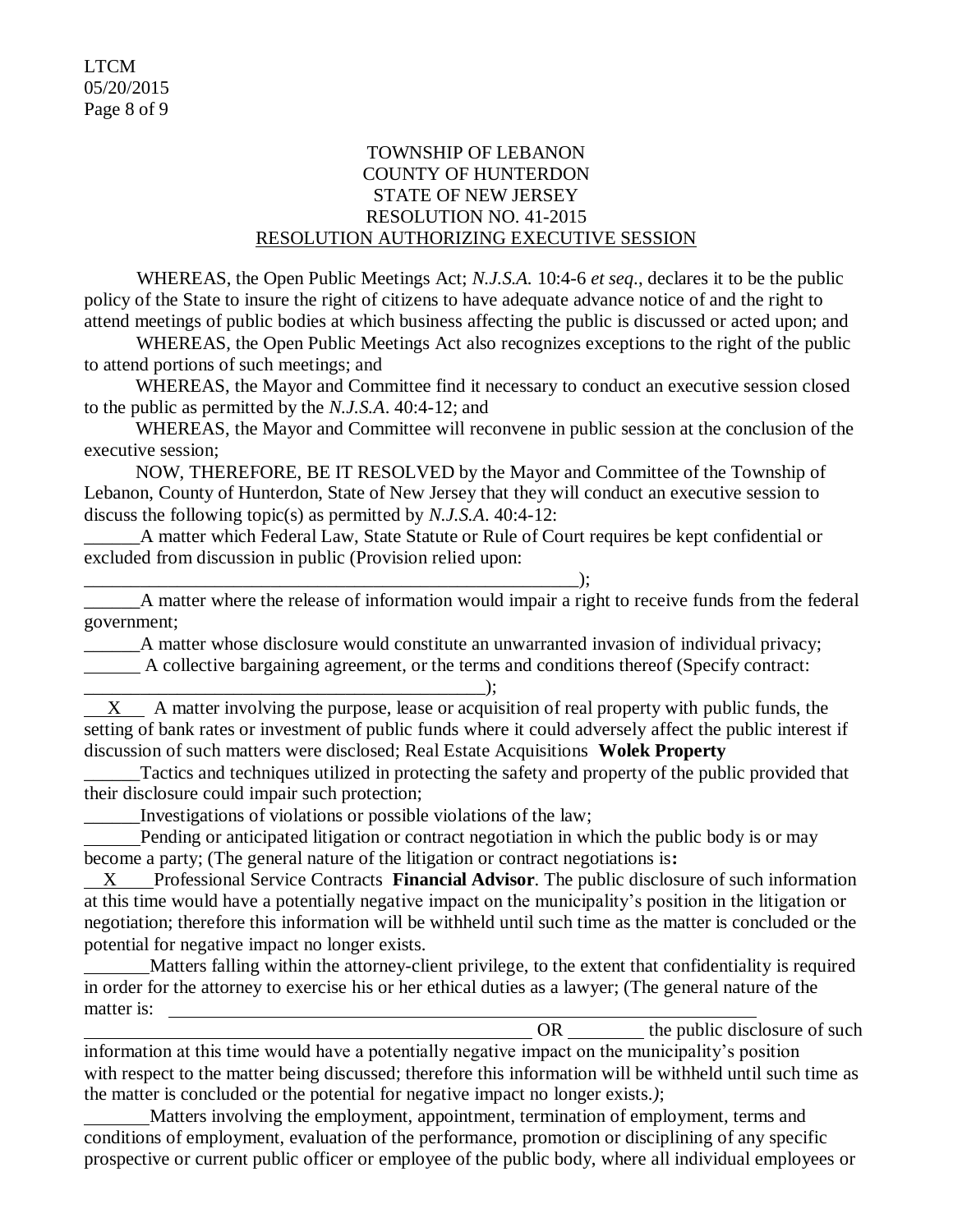TOWNSHIP OF LEBANON
COUNTY OF HUNTERDON
STATE OF NEW JERSEY
RESOLUTION NO. 41-2015
RESOLUTION AUTHORIZING EXECUTIVE SESSION

WHEREAS, the Open Public Meetings Act; *N.J.S.A.* 10:4-6 *et seq*., declares it to be the public policy of the State to insure the right of citizens to have adequate advance notice of and the right to attend meetings of public bodies at which business affecting the public is discussed or acted upon; and

WHEREAS, the Open Public Meetings Act also recognizes exceptions to the right of the public to attend portions of such meetings; and

WHEREAS, the Mayor and Committee find it necessary to conduct an executive session closed to the public as permitted by the *N.J.S.A*. 40:4-12; and

WHEREAS, the Mayor and Committee will reconvene in public session at the conclusion of the executive session;

NOW, THEREFORE, BE IT RESOLVED by the Mayor and Committee of the Township of Lebanon, County of Hunterdon, State of New Jersey that they will conduct an executive session to discuss the following topic(s) as permitted by *N.J.S.A*. 40:4-12:

______A matter which Federal Law, State Statute or Rule of Court requires be kept confidential or excluded from discussion in public (Provision relied upon: _______________________________________________________);

______A matter where the release of information would impair a right to receive funds from the federal government;

______A matter whose disclosure would constitute an unwarranted invasion of individual privacy;

______ A collective bargaining agreement, or the terms and conditions thereof (Specify contract: ____________________________________________);

__X__ A matter involving the purpose, lease or acquisition of real property with public funds, the setting of bank rates or investment of public funds where it could adversely affect the public interest if discussion of such matters were disclosed; Real Estate Acquisitions **Wolek Property**

______Tactics and techniques utilized in protecting the safety and property of the public provided that their disclosure could impair such protection;

______Investigations of violations or possible violations of the law;

______Pending or anticipated litigation or contract negotiation in which the public body is or may become a party; (The general nature of the litigation or contract negotiations is**:**

__X__ Professional Service Contracts **Financial Advisor**. The public disclosure of such information at this time would have a potentially negative impact on the municipality's position in the litigation or negotiation; therefore this information will be withheld until such time as the matter is concluded or the potential for negative impact no longer exists.

_______Matters falling within the attorney-client privilege, to the extent that confidentiality is required in order for the attorney to exercise his or her ethical duties as a lawyer; (The general nature of the matter is: ________________________________________________ ________________________________________________ OR ________ the public disclosure of such information at this time would have a potentially negative impact on the municipality's position with respect to the matter being discussed; therefore this information will be withheld until such time as the matter is concluded or the potential for negative impact no longer exists.*)*;

_______Matters involving the employment, appointment, termination of employment, terms and conditions of employment, evaluation of the performance, promotion or disciplining of any specific prospective or current public officer or employee of the public body, where all individual employees or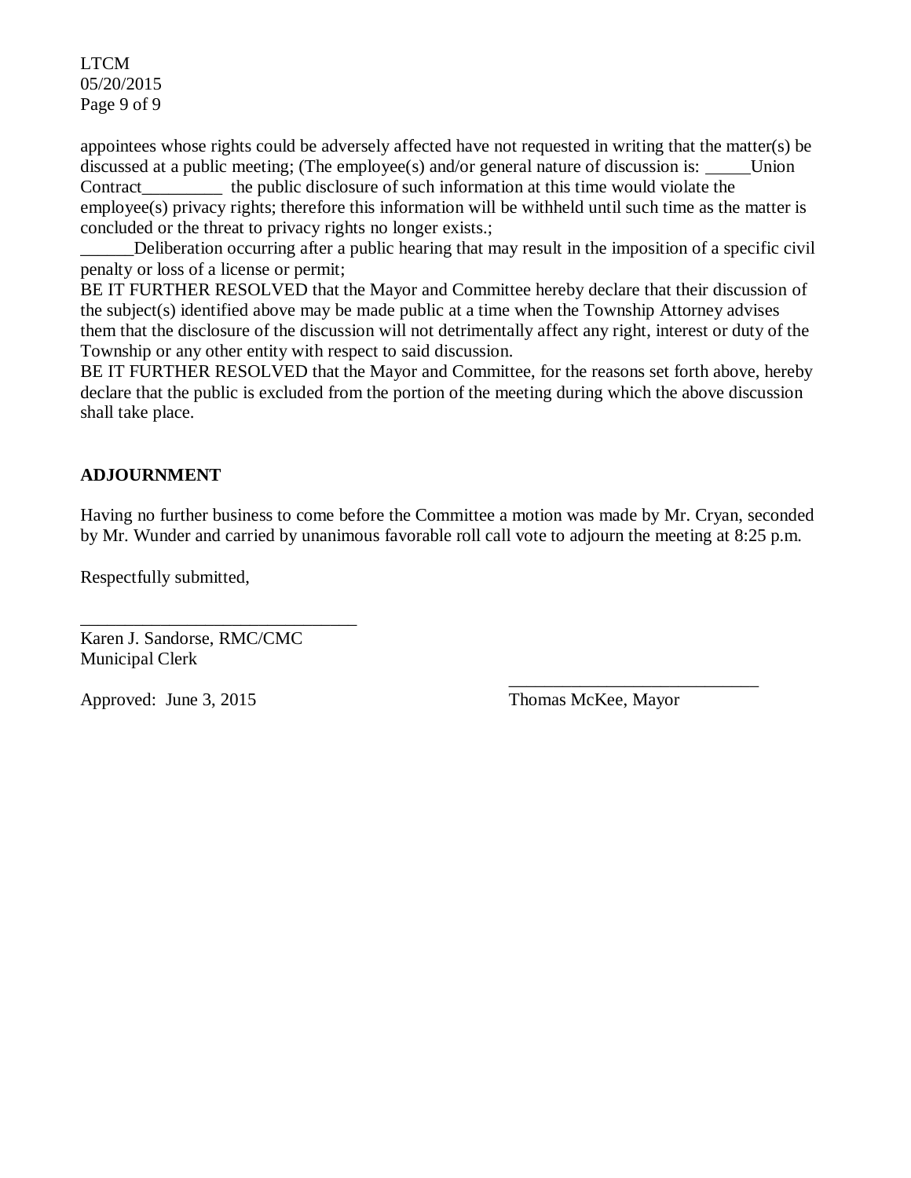appointees whose rights could be adversely affected have not requested in writing that the matter(s) be discussed at a public meeting; (The employee(s) and/or general nature of discussion is: _____Union Contract_________ the public disclosure of such information at this time would violate the employee(s) privacy rights; therefore this information will be withheld until such time as the matter is concluded or the threat to privacy rights no longer exists.;

______Deliberation occurring after a public hearing that may result in the imposition of a specific civil penalty or loss of a license or permit;

BE IT FURTHER RESOLVED that the Mayor and Committee hereby declare that their discussion of the subject(s) identified above may be made public at a time when the Township Attorney advises them that the disclosure of the discussion will not detrimentally affect any right, interest or duty of the Township or any other entity with respect to said discussion.

BE IT FURTHER RESOLVED that the Mayor and Committee, for the reasons set forth above, hereby declare that the public is excluded from the portion of the meeting during which the above discussion shall take place.

**ADJOURNMENT**

Having no further business to come before the Committee a motion was made by Mr. Cryan, seconded by Mr. Wunder and carried by unanimous favorable roll call vote to adjourn the meeting at 8:25 p.m.

Respectfully submitted,

_______________________________
Karen J. Sandorse, RMC/CMC
Municipal Clerk

Approved: June 3, 2015

_____________________________
Thomas McKee, Mayor